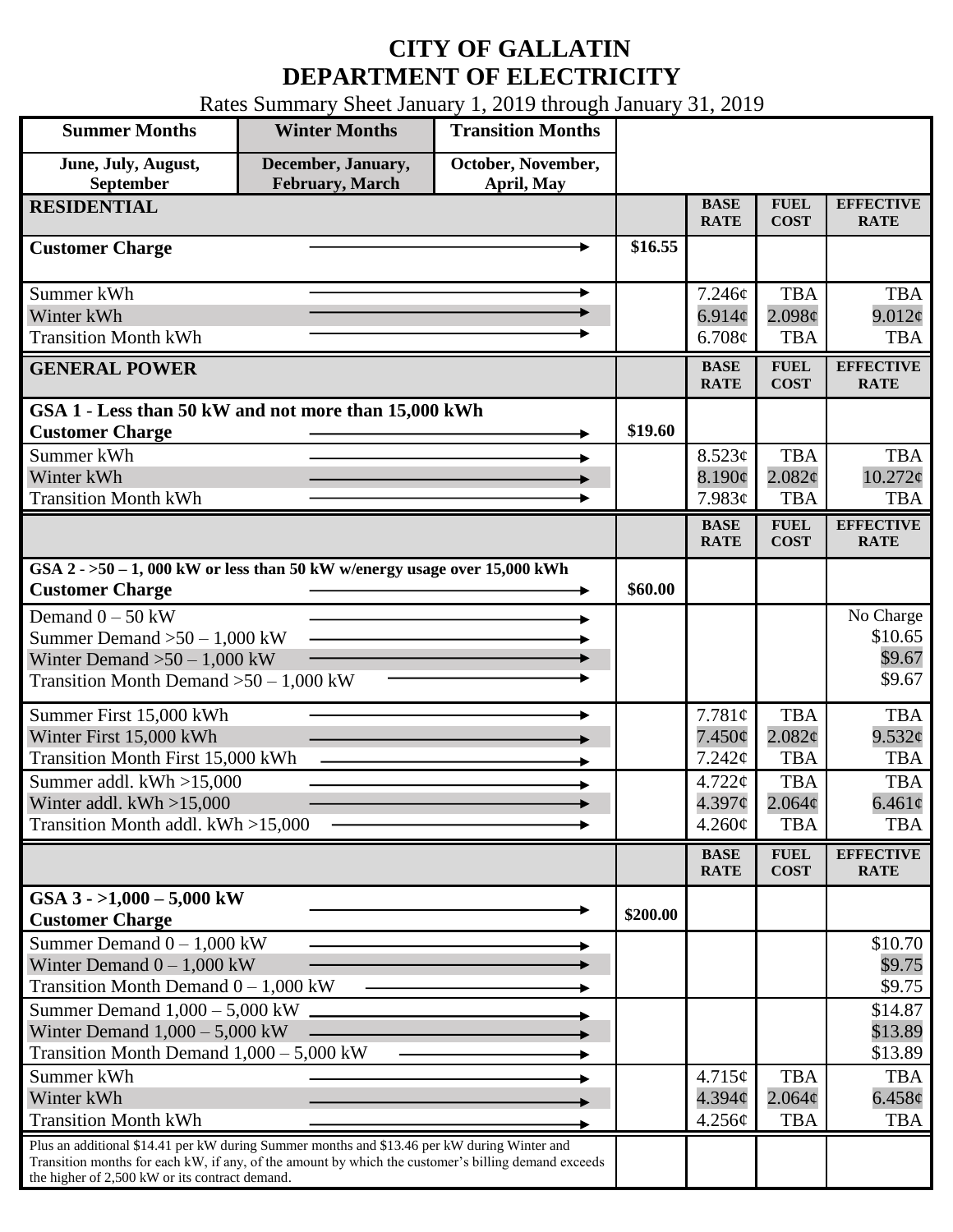# CITY OF GALLATIN
# DEPARTMENT OF ELECTRICITY

Rates Summary Sheet January 1, 2019 through January 31, 2019

| Summer Months | Winter Months | Transition Months |
|---|---|---|
| June, July, August, September | December, January, February, March | October, November, April, May |

| RESIDENTIAL | | BASE RATE | FUEL COST | EFFECTIVE RATE |
|---|---|---|---|---|
| **Customer Charge** | $16.55 | | | |
| Summer kWh | | 7.246¢ | TBA | TBA |
| Winter kWh | | 6.914¢ | 2.098¢ | 9.012¢ |
| Transition Month kWh | | 6.708¢ | TBA | TBA |

| GENERAL POWER | | BASE RATE | FUEL COST | EFFECTIVE RATE |
|---|---|---|---|---|
| **GSA 1 - Less than 50 kW and not more than 15,000 kWh** | | | | |
| **Customer Charge** | $19.60 | | | |
| Summer kWh | | 8.523¢ | TBA | TBA |
| Winter kWh | | 8.190¢ | 2.082¢ | 10.272¢ |
| Transition Month kWh | | 7.983¢ | TBA | TBA |

| | | BASE RATE | FUEL COST | EFFECTIVE RATE |
|---|---|---|---|---|
| **GSA 2 - >50 – 1, 000 kW or less than 50 kW w/energy usage over 15,000 kWh** | | | | |
| **Customer Charge** | $60.00 | | | |
| Demand 0 – 50 kW | | | | No Charge |
| Summer Demand >50 – 1,000 kW | | | | $10.65 |
| Winter Demand >50 – 1,000 kW | | | | $9.67 |
| Transition Month Demand >50 – 1,000 kW | | | | $9.67 |
| Summer First 15,000 kWh | | 7.781¢ | TBA | TBA |
| Winter First 15,000 kWh | | 7.450¢ | 2.082¢ | 9.532¢ |
| Transition Month First 15,000 kWh | | 7.242¢ | TBA | TBA |
| Summer addl. kWh >15,000 | | 4.722¢ | TBA | TBA |
| Winter addl. kWh >15,000 | | 4.397¢ | 2.064¢ | 6.461¢ |
| Transition Month addl. kWh >15,000 | | 4.260¢ | TBA | TBA |

| | | BASE RATE | FUEL COST | EFFECTIVE RATE |
|---|---|---|---|---|
| **GSA 3 - >1,000 – 5,000 kW** | | | | |
| **Customer Charge** | $200.00 | | | |
| Summer Demand 0 – 1,000 kW | | | | $10.70 |
| Winter Demand 0 – 1,000 kW | | | | $9.75 |
| Transition Month Demand 0 – 1,000 kW | | | | $9.75 |
| Summer Demand 1,000 – 5,000 kW | | | | $14.87 |
| Winter Demand 1,000 – 5,000 kW | | | | $13.89 |
| Transition Month Demand 1,000 – 5,000 kW | | | | $13.89 |
| Summer kWh | | 4.715¢ | TBA | TBA |
| Winter kWh | | 4.394¢ | 2.064¢ | 6.458¢ |
| Transition Month kWh | | 4.256¢ | TBA | TBA |
| Plus an additional $14.41 per kW during Summer months and $13.46 per kW during Winter and Transition months for each kW, if any, of the amount by which the customer's billing demand exceeds the higher of 2,500 kW or its contract demand. | | | | |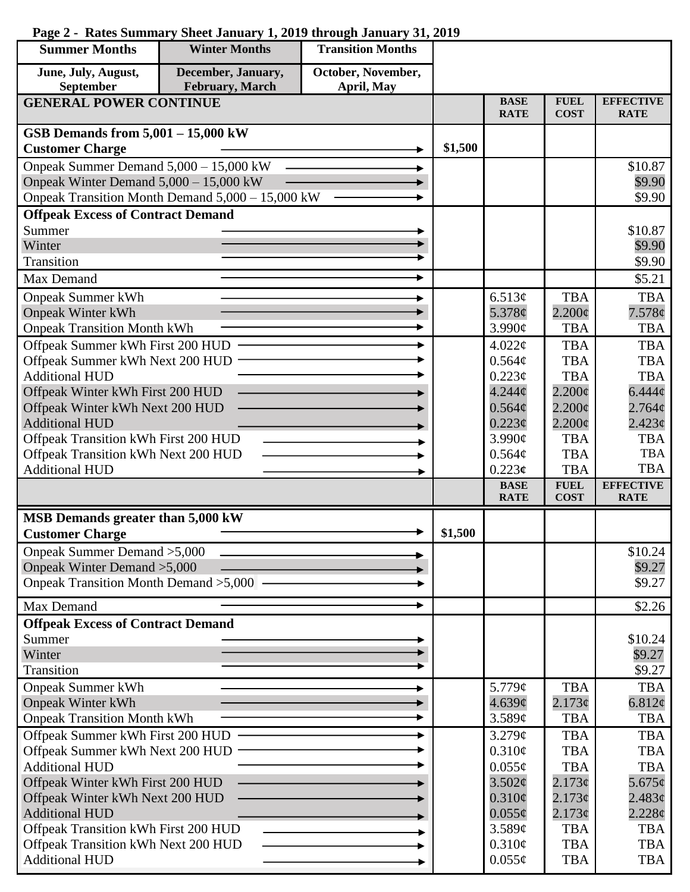**Page 2 - Rates Summary Sheet January 1, 2019 through January 31, 2019**

| Summer Months | Winter Months | Transition Months |
|---|---|---|
| June, July, August, September | December, January, February, March | October, November, April, May |

| GENERAL POWER CONTINUE | | BASE RATE | FUEL COST | EFFECTIVE RATE |
|---|---|---|---|---|
| **GSB Demands from 5,001 – 15,000 kW** | | | | |
| **Customer Charge** | $1,500 | | | |
| Onpeak Summer Demand 5,000 – 15,000 kW | | | | $10.87 |
| Onpeak Winter Demand 5,000 – 15,000 kW | | | | $9.90 |
| Onpeak Transition Month Demand 5,000 – 15,000 kW | | | | $9.90 |
| **Offpeak Excess of Contract Demand** | | | | |
| Summer | | | | $10.87 |
| Winter | | | | $9.90 |
| Transition | | | | $9.90 |
| Max Demand | | | | $5.21 |
| Onpeak Summer kWh | | 6.513¢ | TBA | TBA |
| Onpeak Winter kWh | | 5.378¢ | 2.200¢ | 7.578¢ |
| Onpeak Transition Month kWh | | 3.990¢ | TBA | TBA |
| Offpeak Summer kWh First 200 HUD | | 4.022¢ | TBA | TBA |
| Offpeak Summer kWh Next 200 HUD | | 0.564¢ | TBA | TBA |
| Additional HUD | | 0.223¢ | TBA | TBA |
| Offpeak Winter kWh First 200 HUD | | 4.244¢ | 2.200¢ | 6.444¢ |
| Offpeak Winter kWh Next 200 HUD | | 0.564¢ | 2.200¢ | 2.764¢ |
| Additional HUD | | 0.223¢ | 2.200¢ | 2.423¢ |
| Offpeak Transition kWh First 200 HUD | | 3.990¢ | TBA | TBA |
| Offpeak Transition kWh Next 200 HUD | | 0.564¢ | TBA | TBA |
| Additional HUD | | 0.223¢ | TBA | TBA |

| | | BASE RATE | FUEL COST | EFFECTIVE RATE |
|---|---|---|---|---|
| **MSB Demands greater than 5,000 kW** | | | | |
| **Customer Charge** | $1,500 | | | |
| Onpeak Summer Demand >5,000 | | | | $10.24 |
| Onpeak Winter Demand >5,000 | | | | $9.27 |
| Onpeak Transition Month Demand >5,000 | | | | $9.27 |
| Max Demand | | | | $2.26 |
| **Offpeak Excess of Contract Demand** | | | | |
| Summer | | | | $10.24 |
| Winter | | | | $9.27 |
| Transition | | | | $9.27 |
| Onpeak Summer kWh | | 5.779¢ | TBA | TBA |
| Onpeak Winter kWh | | 4.639¢ | 2.173¢ | 6.812¢ |
| Onpeak Transition Month kWh | | 3.589¢ | TBA | TBA |
| Offpeak Summer kWh First 200 HUD | | 3.279¢ | TBA | TBA |
| Offpeak Summer kWh Next 200 HUD | | 0.310¢ | TBA | TBA |
| Additional HUD | | 0.055¢ | TBA | TBA |
| Offpeak Winter kWh First 200 HUD | | 3.502¢ | 2.173¢ | 5.675¢ |
| Offpeak Winter kWh Next 200 HUD | | 0.310¢ | 2.173¢ | 2.483¢ |
| Additional HUD | | 0.055¢ | 2.173¢ | 2.228¢ |
| Offpeak Transition kWh First 200 HUD | | 3.589¢ | TBA | TBA |
| Offpeak Transition kWh Next 200 HUD | | 0.310¢ | TBA | TBA |
| Additional HUD | | 0.055¢ | TBA | TBA |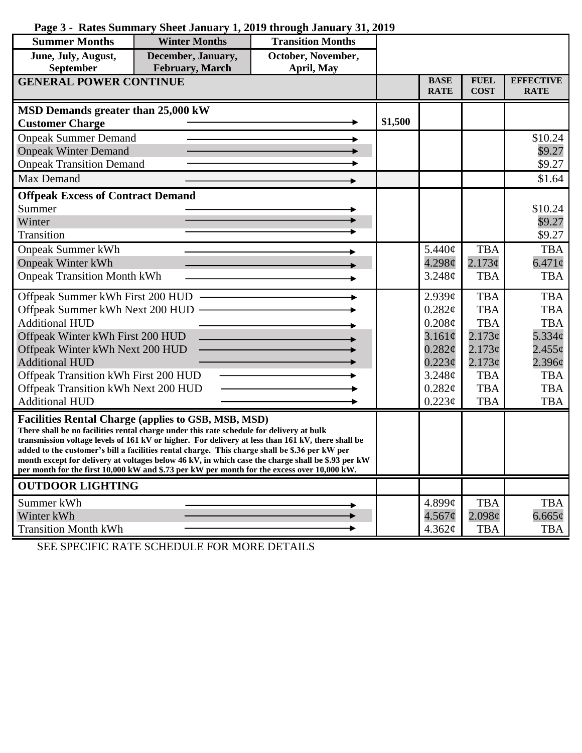**Page 3 - Rates Summary Sheet January 1, 2019 through January 31, 2019**

| Summer Months | Winter Months | Transition Months | | | | |
|---|---|---|---|---|---|---|
| June, July, August, September | December, January, February, March | October, November, April, May | | | | |
| **GENERAL POWER CONTINUE** | | | | **BASE RATE** | **FUEL COST** | **EFFECTIVE RATE** |
| **MSD Demands greater than 25,000 kW** | | | | | | |
| **Customer Charge** | | | **$1,500** | | | |
| Onpeak Summer Demand | | | | | | $10.24 |
| Onpeak Winter Demand | | | | | | $9.27 |
| Onpeak Transition Demand | | | | | | $9.27 |
| Max Demand | | | | | | $1.64 |
| **Offpeak Excess of Contract Demand** | | | | | | |
| Summer | | | | | | $10.24 |
| Winter | | | | | | $9.27 |
| Transition | | | | | | $9.27 |
| Onpeak Summer kWh | | | | 5.440¢ | TBA | TBA |
| Onpeak Winter kWh | | | | 4.298¢ | 2.173¢ | 6.471¢ |
| Onpeak Transition Month kWh | | | | 3.248¢ | TBA | TBA |
| Offpeak Summer kWh First 200 HUD | | | | 2.939¢ | TBA | TBA |
| Offpeak Summer kWh Next 200 HUD | | | | 0.282¢ | TBA | TBA |
| Additional HUD | | | | 0.208¢ | TBA | TBA |
| Offpeak Winter kWh First 200 HUD | | | | 3.161¢ | 2.173¢ | 5.334¢ |
| Offpeak Winter kWh Next 200 HUD | | | | 0.282¢ | 2.173¢ | 2.455¢ |
| Additional HUD | | | | 0.223¢ | 2.173¢ | 2.396¢ |
| Offpeak Transition kWh First 200 HUD | | | | 3.248¢ | TBA | TBA |
| Offpeak Transition kWh Next 200 HUD | | | | 0.282¢ | TBA | TBA |
| Additional HUD | | | | 0.223¢ | TBA | TBA |
| **Facilities Rental Charge (applies to GSB, MSB, MSD)** There shall be no facilities rental charge under this rate schedule for delivery at bulk transmission voltage levels of 161 kV or higher. For delivery at less than 161 kV, there shall be added to the customer's bill a facilities rental charge. This charge shall be $.36 per kW per month except for delivery at voltages below 46 kV, in which case the charge shall be $.93 per kW per month for the first 10,000 kW and $.73 per kW per month for the excess over 10,000 kW. | | | | | | |
| **OUTDOOR LIGHTING** | | | | | | |
| Summer kWh | | | | 4.899¢ | TBA | TBA |
| Winter kWh | | | | 4.567¢ | 2.098¢ | 6.665¢ |
| Transition Month kWh | | | | 4.362¢ | TBA | TBA |

SEE SPECIFIC RATE SCHEDULE FOR MORE DETAILS